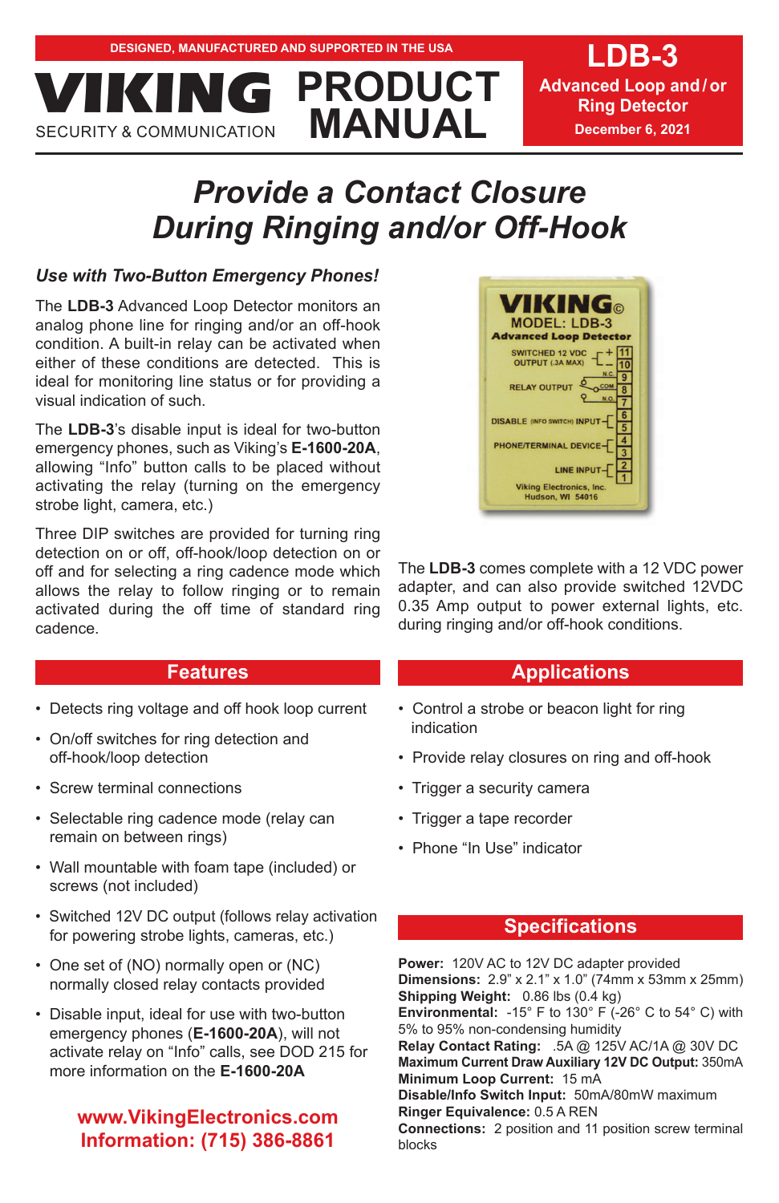DESIGNED, MANUFACTURED AND SUPPORTED IN THE USA

**VIKING** SECURITY & COMMUNICATION

# PRODUCT MANUAL

**LDB-3**
**Advanced Loop and/or Ring Detector**
**December 6, 2021**

# *Provide a Contact Closure During Ringing and/or Off-Hook*

### *Use with Two-Button Emergency Phones!*

The **LDB-3** Advanced Loop Detector monitors an analog phone line for ringing and/or an off-hook condition. A built-in relay can be activated when either of these conditions are detected. This is ideal for monitoring line status or for providing a visual indication of such.

The **LDB-3**'s disable input is ideal for two-button emergency phones, such as Viking's **E-1600-20A**, allowing "Info" button calls to be placed without activating the relay (turning on the emergency strobe light, camera, etc.)

Three DIP switches are provided for turning ring detection on or off, off-hook/loop detection on or off and for selecting a ring cadence mode which allows the relay to follow ringing or to remain activated during the off time of standard ring cadence.

The **LDB-3** comes complete with a 12 VDC power adapter, and can also provide switched 12VDC 0.35 Amp output to power external lights, etc. during ringing and/or off-hook conditions.

## Features

- Detects ring voltage and off hook loop current
- On/off switches for ring detection and off-hook/loop detection
- Screw terminal connections
- Selectable ring cadence mode (relay can remain on between rings)
- Wall mountable with foam tape (included) or screws (not included)
- Switched 12V DC output (follows relay activation for powering strobe lights, cameras, etc.)
- One set of (NO) normally open or (NC) normally closed relay contacts provided
- Disable input, ideal for use with two-button emergency phones (**E-1600-20A**), will not activate relay on "Info" calls, see DOD 215 for more information on the **E-1600-20A**

## Applications

- Control a strobe or beacon light for ring indication
- Provide relay closures on ring and off-hook
- Trigger a security camera
- Trigger a tape recorder
- Phone "In Use" indicator

## Specifications

**Power:** 120V AC to 12V DC adapter provided
**Dimensions:** 2.9" x 2.1" x 1.0" (74mm x 53mm x 25mm)
**Shipping Weight:** 0.86 lbs (0.4 kg)
**Environmental:** -15° F to 130° F (-26° C to 54° C) with 5% to 95% non-condensing humidity
**Relay Contact Rating:** .5A @ 125V AC/1A @ 30V DC
**Maximum Current Draw Auxiliary 12V DC Output:** 350mA
**Minimum Loop Current:** 15 mA
**Disable/Info Switch Input:** 50mA/80mW maximum
**Ringer Equivalence:** 0.5 A REN
**Connections:** 2 position and 11 position screw terminal blocks

**www.VikingElectronics.com**
**Information: (715) 386-8861**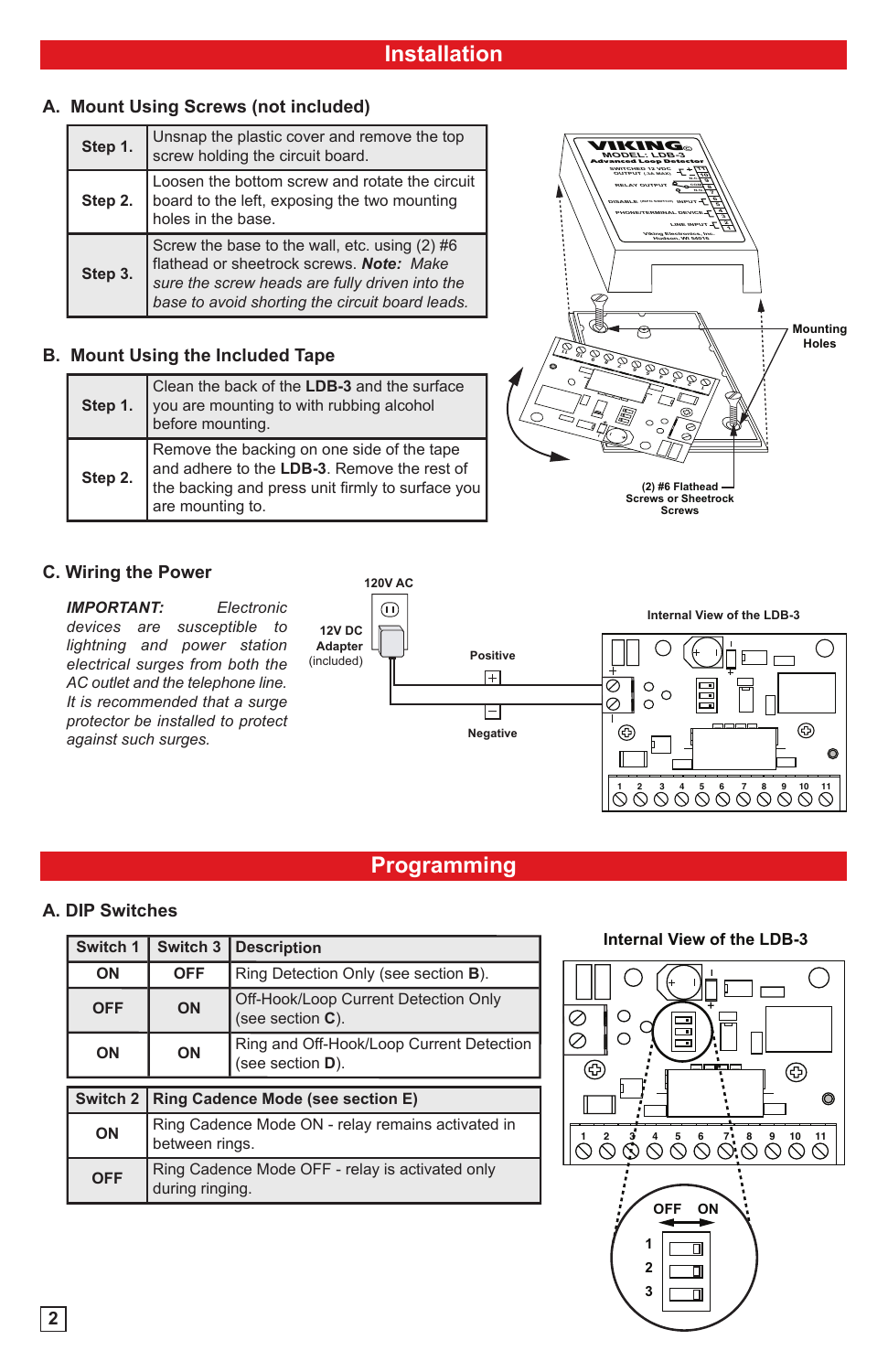# Installation

## A. Mount Using Screws (not included)

| | |
|---|---|
| **Step 1.** | Unsnap the plastic cover and remove the top screw holding the circuit board. |
| **Step 2.** | Loosen the bottom screw and rotate the circuit board to the left, exposing the two mounting holes in the base. |
| **Step 3.** | Screw the base to the wall, etc. using (2) #6 flathead or sheetrock screws. ***Note:*** *Make sure the screw heads are fully driven into the base to avoid shorting the circuit board leads.* |

## B. Mount Using the Included Tape

| | |
|---|---|
| **Step 1.** | Clean the back of the **LDB-3** and the surface you are mounting to with rubbing alcohol before mounting. |
| **Step 2.** | Remove the backing on one side of the tape and adhere to the **LDB-3**. Remove the rest of the backing and press unit firmly to surface you are mounting to. |

Mounting Holes

(2) #6 Flathead Screws or Sheetrock Screws

## C. Wiring the Power

***IMPORTANT:*** *Electronic devices are susceptible to lightning and power station electrical surges from both the AC outlet and the telephone line. It is recommended that a surge protector be installed to protect against such surges.*

120V AC

12V DC Adapter (included)

Positive

Negative

Internal View of the LDB-3

# Programming

## A. DIP Switches

| Switch 1 | Switch 3 | Description |
|---|---|---|
| ON | OFF | Ring Detection Only (see section **B**). |
| OFF | ON | Off-Hook/Loop Current Detection Only (see section **C**). |
| ON | ON | Ring and Off-Hook/Loop Current Detection (see section **D**). |

| Switch 2 | Ring Cadence Mode (see section E) |
|---|---|
| ON | Ring Cadence Mode ON - relay remains activated in between rings. |
| OFF | Ring Cadence Mode OFF - relay is activated only during ringing. |

Internal View of the LDB-3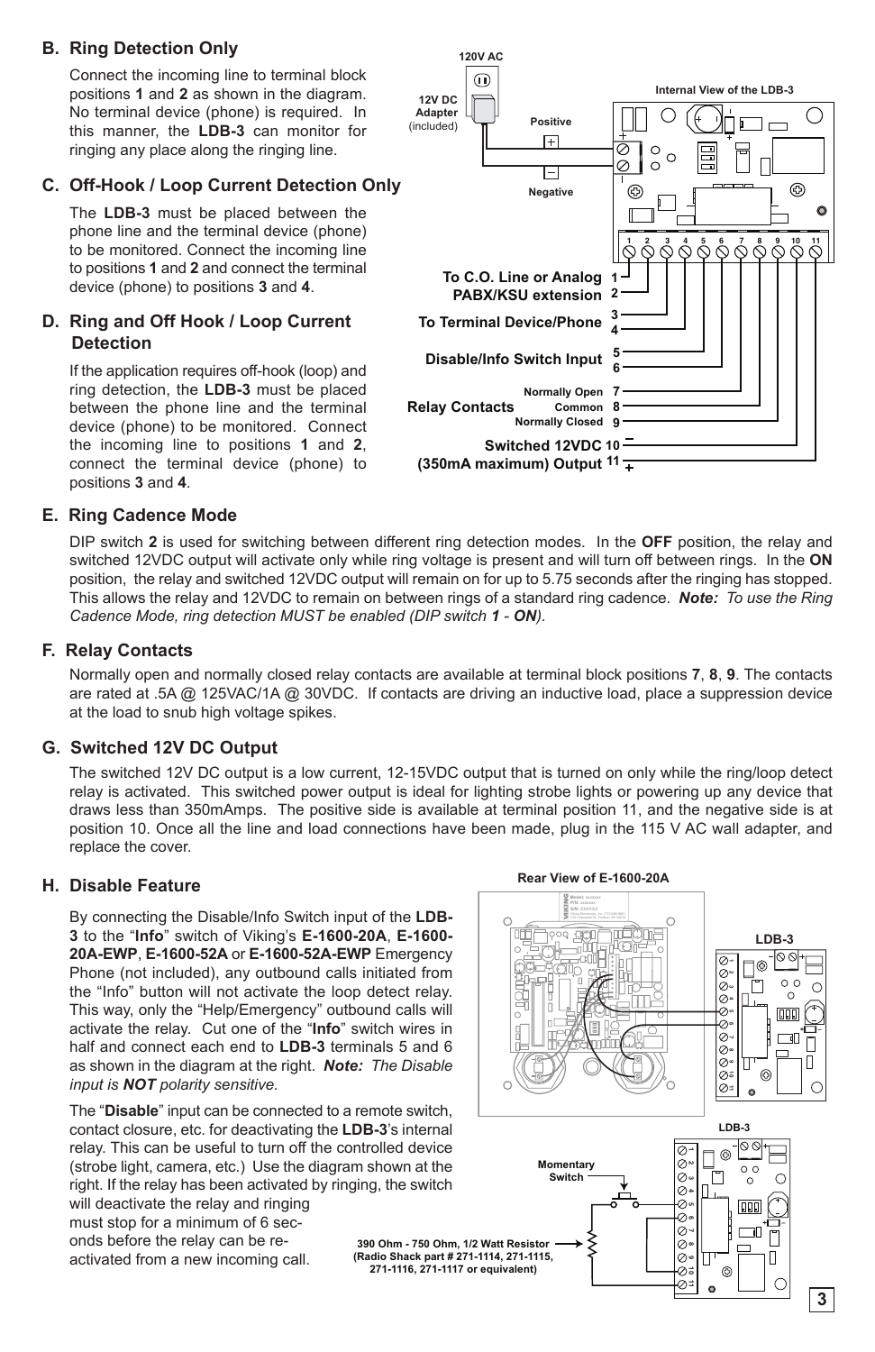## B. Ring Detection Only

Connect the incoming line to terminal block positions **1** and **2** as shown in the diagram. No terminal device (phone) is required. In this manner, the **LDB-3** can monitor for ringing any place along the ringing line.

## C. Off-Hook / Loop Current Detection Only

The **LDB-3** must be placed between the phone line and the terminal device (phone) to be monitored. Connect the incoming line to positions **1** and **2** and connect the terminal device (phone) to positions **3** and **4**.

## D. Ring and Off Hook / Loop Current Detection

If the application requires off-hook (loop) and ring detection, the **LDB-3** must be placed between the phone line and the terminal device (phone) to be monitored. Connect the incoming line to positions **1** and **2**, connect the terminal device (phone) to positions **3** and **4**.

120V AC

12V DC Adapter (included)

Positive

Negative

Internal View of the LDB-3

To C.O. Line or Analog PABX/KSU extension 1 2

To Terminal Device/Phone 3 4

Disable/Info Switch Input 5 6

Relay Contacts: Normally Open 7, Common 8, Normally Closed 9

Switched 12VDC (350mA maximum) Output 10 – 11 +

## E. Ring Cadence Mode

DIP switch **2** is used for switching between different ring detection modes. In the **OFF** position, the relay and switched 12VDC output will activate only while ring voltage is present and will turn off between rings. In the **ON** position, the relay and switched 12VDC output will remain on for up to 5.75 seconds after the ringing has stopped. This allows the relay and 12VDC to remain on between rings of a standard ring cadence. ***Note:*** *To use the Ring Cadence Mode, ring detection MUST be enabled (DIP switch **1** - **ON**).*

## F. Relay Contacts

Normally open and normally closed relay contacts are available at terminal block positions **7**, **8**, **9**. The contacts are rated at .5A @ 125VAC/1A @ 30VDC. If contacts are driving an inductive load, place a suppression device at the load to snub high voltage spikes.

## G. Switched 12V DC Output

The switched 12V DC output is a low current, 12-15VDC output that is turned on only while the ring/loop detect relay is activated. This switched power output is ideal for lighting strobe lights or powering up any device that draws less than 350mAmps. The positive side is available at terminal position 11, and the negative side is at position 10. Once all the line and load connections have been made, plug in the 115 V AC wall adapter, and replace the cover.

## H. Disable Feature

By connecting the Disable/Info Switch input of the **LDB-3** to the "**Info**" switch of Viking's **E-1600-20A**, **E-1600-20A-EWP**, **E-1600-52A** or **E-1600-52A-EWP** Emergency Phone (not included), any outbound calls initiated from the "Info" button will not activate the loop detect relay. This way, only the "Help/Emergency" outbound calls will activate the relay. Cut one of the "**Info**" switch wires in half and connect each end to **LDB-3** terminals 5 and 6 as shown in the diagram at the right. ***Note:*** *The Disable input is **NOT** polarity sensitive.*

Rear View of E-1600-20A

LDB-3

The "**Disable**" input can be connected to a remote switch, contact closure, etc. for deactivating the **LDB-3**'s internal relay. This can be useful to turn off the controlled device (strobe light, camera, etc.) Use the diagram shown at the right. If the relay has been activated by ringing, the switch will deactivate the relay and ringing must stop for a minimum of 6 seconds before the relay can be re-activated from a new incoming call.

LDB-3

Momentary Switch

390 Ohm - 750 Ohm, 1/2 Watt Resistor (Radio Shack part # 271-1114, 271-1115, 271-1116, 271-1117 or equivalent)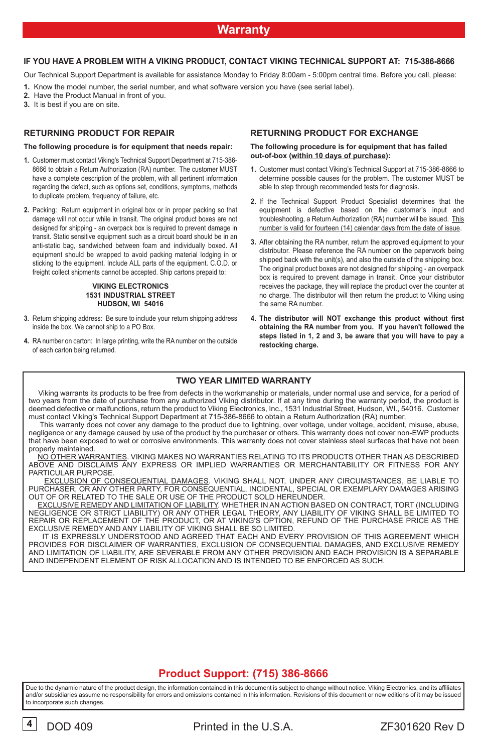# Warranty

**IF YOU HAVE A PROBLEM WITH A VIKING PRODUCT, CONTACT VIKING TECHNICAL SUPPORT AT: 715-386-8666**

Our Technical Support Department is available for assistance Monday to Friday 8:00am - 5:00pm central time. Before you call, please:

1. Know the model number, the serial number, and what software version you have (see serial label).
2. Have the Product Manual in front of you.
3. It is best if you are on site.

## RETURNING PRODUCT FOR REPAIR

**The following procedure is for equipment that needs repair:**

1. Customer must contact Viking's Technical Support Department at 715-386-8666 to obtain a Return Authorization (RA) number. The customer MUST have a complete description of the problem, with all pertinent information regarding the defect, such as options set, conditions, symptoms, methods to duplicate problem, frequency of failure, etc.
2. Packing: Return equipment in original box or in proper packing so that damage will not occur while in transit. The original product boxes are not designed for shipping - an overpack box is required to prevent damage in transit. Static sensitive equipment such as a circuit board should be in an anti-static bag, sandwiched between foam and individually boxed. All equipment should be wrapped to avoid packing material lodging in or sticking to the equipment. Include ALL parts of the equipment. C.O.D. or freight collect shipments cannot be accepted. Ship cartons prepaid to:

   **VIKING ELECTRONICS**
   **1531 INDUSTRIAL STREET**
   **HUDSON, WI 54016**

3. Return shipping address: Be sure to include your return shipping address inside the box. We cannot ship to a PO Box.
4. RA number on carton: In large printing, write the RA number on the outside of each carton being returned.

## RETURNING PRODUCT FOR EXCHANGE

**The following procedure is for equipment that has failed out-of-box (within 10 days of purchase):**

1. Customer must contact Viking's Technical Support at 715-386-8666 to determine possible causes for the problem. The customer MUST be able to step through recommended tests for diagnosis.
2. If the Technical Support Product Specialist determines that the equipment is defective based on the customer's input and troubleshooting, a Return Authorization (RA) number will be issued. This number is valid for fourteen (14) calendar days from the date of issue.
3. After obtaining the RA number, return the approved equipment to your distributor. Please reference the RA number on the paperwork being shipped back with the unit(s), and also the outside of the shipping box. The original product boxes are not designed for shipping - an overpack box is required to prevent damage in transit. Once your distributor receives the package, they will replace the product over the counter at no charge. The distributor will then return the product to Viking using the same RA number.
4. **The distributor will NOT exchange this product without first obtaining the RA number from you. If you haven't followed the steps listed in 1, 2 and 3, be aware that you will have to pay a restocking charge.**

## TWO YEAR LIMITED WARRANTY

Viking warrants its products to be free from defects in the workmanship or materials, under normal use and service, for a period of two years from the date of purchase from any authorized Viking distributor. If at any time during the warranty period, the product is deemed defective or malfunctions, return the product to Viking Electronics, Inc., 1531 Industrial Street, Hudson, WI., 54016. Customer must contact Viking's Technical Support Department at 715-386-8666 to obtain a Return Authorization (RA) number.

This warranty does not cover any damage to the product due to lightning, over voltage, under voltage, accident, misuse, abuse, negligence or any damage caused by use of the product by the purchaser or others. This warranty does not cover non-EWP products that have been exposed to wet or corrosive environments. This warranty does not cover stainless steel surfaces that have not been properly maintained.

NO OTHER WARRANTIES. VIKING MAKES NO WARRANTIES RELATING TO ITS PRODUCTS OTHER THAN AS DESCRIBED ABOVE AND DISCLAIMS ANY EXPRESS OR IMPLIED WARRANTIES OR MERCHANTABILITY OR FITNESS FOR ANY PARTICULAR PURPOSE.

EXCLUSION OF CONSEQUENTIAL DAMAGES. VIKING SHALL NOT, UNDER ANY CIRCUMSTANCES, BE LIABLE TO PURCHASER, OR ANY OTHER PARTY, FOR CONSEQUENTIAL, INCIDENTAL, SPECIAL OR EXEMPLARY DAMAGES ARISING OUT OF OR RELATED TO THE SALE OR USE OF THE PRODUCT SOLD HEREUNDER.

EXCLUSIVE REMEDY AND LIMITATION OF LIABILITY. WHETHER IN AN ACTION BASED ON CONTRACT, TORT (INCLUDING NEGLIGENCE OR STRICT LIABILITY) OR ANY OTHER LEGAL THEORY, ANY LIABILITY OF VIKING SHALL BE LIMITED TO REPAIR OR REPLACEMENT OF THE PRODUCT, OR AT VIKING'S OPTION, REFUND OF THE PURCHASE PRICE AS THE EXCLUSIVE REMEDY AND ANY LIABILITY OF VIKING SHALL BE SO LIMITED.

IT IS EXPRESSLY UNDERSTOOD AND AGREED THAT EACH AND EVERY PROVISION OF THIS AGREEMENT WHICH PROVIDES FOR DISCLAIMER OF WARRANTIES, EXCLUSION OF CONSEQUENTIAL DAMAGES, AND EXCLUSIVE REMEDY AND LIMITATION OF LIABILITY, ARE SEVERABLE FROM ANY OTHER PROVISION AND EACH PROVISION IS A SEPARABLE AND INDEPENDENT ELEMENT OF RISK ALLOCATION AND IS INTENDED TO BE ENFORCED AS SUCH.

## Product Support: (715) 386-8666

Due to the dynamic nature of the product design, the information contained in this document is subject to change without notice. Viking Electronics, and its affiliates and/or subsidiaries assume no responsibility for errors and omissions contained in this information. Revisions of this document or new editions of it may be issued to incorporate such changes.

DOD 409 &nbsp;&nbsp;&nbsp; Printed in the U.S.A. &nbsp;&nbsp;&nbsp; ZF301620 Rev D